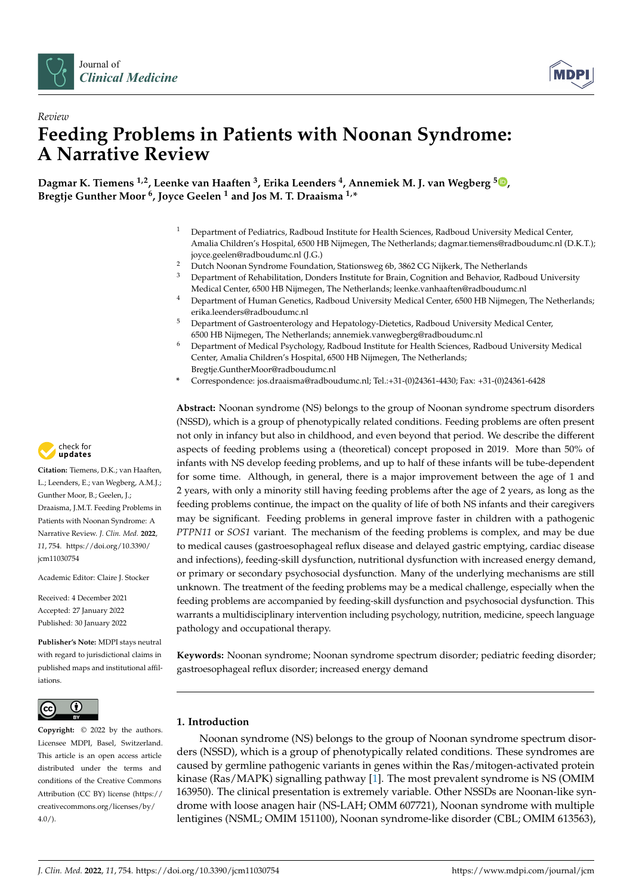Journal of *Clinical Medicine*

*Review*

# Feeding Problems in Patients with Noonan Syndrome: A Narrative Review

**Dagmar K. Tiemens [1,2], Leenke van Haaften [3], Erika Leenders [4], Annemiek M. J. van Wegberg [5], Bregtje Gunther Moor [6], Joyce Geelen [1] and Jos M. T. Draaisma [1,*]**

[1] Department of Pediatrics, Radboud Institute for Health Sciences, Radboud University Medical Center, Amalia Children's Hospital, 6500 HB Nijmegen, The Netherlands; dagmar.tiemens@radboudumc.nl (D.K.T.); joyce.geelen@radboudumc.nl (J.G.)

[2] Dutch Noonan Syndrome Foundation, Stationsweg 6b, 3862 CG Nijkerk, The Netherlands

[3] Department of Rehabilitation, Donders Institute for Brain, Cognition and Behavior, Radboud University Medical Center, 6500 HB Nijmegen, The Netherlands; leenke.vanhaaften@radboudumc.nl

[4] Department of Human Genetics, Radboud University Medical Center, 6500 HB Nijmegen, The Netherlands; erika.leenders@radboudumc.nl

[5] Department of Gastroenterology and Hepatology-Dietetics, Radboud University Medical Center, 6500 HB Nijmegen, The Netherlands; annemiek.vanwegberg@radboudumc.nl

[6] Department of Medical Psychology, Radboud Institute for Health Sciences, Radboud University Medical Center, Amalia Children's Hospital, 6500 HB Nijmegen, The Netherlands; Bregtje.GuntherMoor@radboudumc.nl

\* Correspondence: jos.draaisma@radboudumc.nl; Tel.:+31-(0)24361-4430; Fax: +31-(0)24361-6428

**Citation:** Tiemens, D.K.; van Haaften, L.; Leenders, E.; van Wegberg, A.M.J.; Gunther Moor, B.; Geelen, J.; Draaisma, J.M.T. Feeding Problems in Patients with Noonan Syndrome: A Narrative Review. *J. Clin. Med.* **2022**, *11*, 754. https://doi.org/10.3390/jcm11030754

Academic Editor: Claire J. Stocker

Received: 4 December 2021
Accepted: 27 January 2022
Published: 30 January 2022

**Publisher's Note:** MDPI stays neutral with regard to jurisdictional claims in published maps and institutional affiliations.

**Copyright:** © 2022 by the authors. Licensee MDPI, Basel, Switzerland. This article is an open access article distributed under the terms and conditions of the Creative Commons Attribution (CC BY) license (https://creativecommons.org/licenses/by/4.0/).

**Abstract:** Noonan syndrome (NS) belongs to the group of Noonan syndrome spectrum disorders (NSSD), which is a group of phenotypically related conditions. Feeding problems are often present not only in infancy but also in childhood, and even beyond that period. We describe the different aspects of feeding problems using a (theoretical) concept proposed in 2019. More than 50% of infants with NS develop feeding problems, and up to half of these infants will be tube-dependent for some time. Although, in general, there is a major improvement between the age of 1 and 2 years, with only a minority still having feeding problems after the age of 2 years, as long as the feeding problems continue, the impact on the quality of life of both NS infants and their caregivers may be significant. Feeding problems in general improve faster in children with a pathogenic *PTPN11* or *SOS1* variant. The mechanism of the feeding problems is complex, and may be due to medical causes (gastroesophageal reflux disease and delayed gastric emptying, cardiac disease and infections), feeding-skill dysfunction, nutritional dysfunction with increased energy demand, or primary or secondary psychosocial dysfunction. Many of the underlying mechanisms are still unknown. The treatment of the feeding problems may be a medical challenge, especially when the feeding problems are accompanied by feeding-skill dysfunction and psychosocial dysfunction. This warrants a multidisciplinary intervention including psychology, nutrition, medicine, speech language pathology and occupational therapy.

**Keywords:** Noonan syndrome; Noonan syndrome spectrum disorder; pediatric feeding disorder; gastroesophageal reflux disorder; increased energy demand

## 1. Introduction

Noonan syndrome (NS) belongs to the group of Noonan syndrome spectrum disorders (NSSD), which is a group of phenotypically related conditions. These syndromes are caused by germline pathogenic variants in genes within the Ras/mitogen-activated protein kinase (Ras/MAPK) signalling pathway [1]. The most prevalent syndrome is NS (OMIM 163950). The clinical presentation is extremely variable. Other NSSDs are Noonan-like syndrome with loose anagen hair (NS-LAH; OMM 607721), Noonan syndrome with multiple lentigines (NSML; OMIM 151100), Noonan syndrome-like disorder (CBL; OMIM 613563),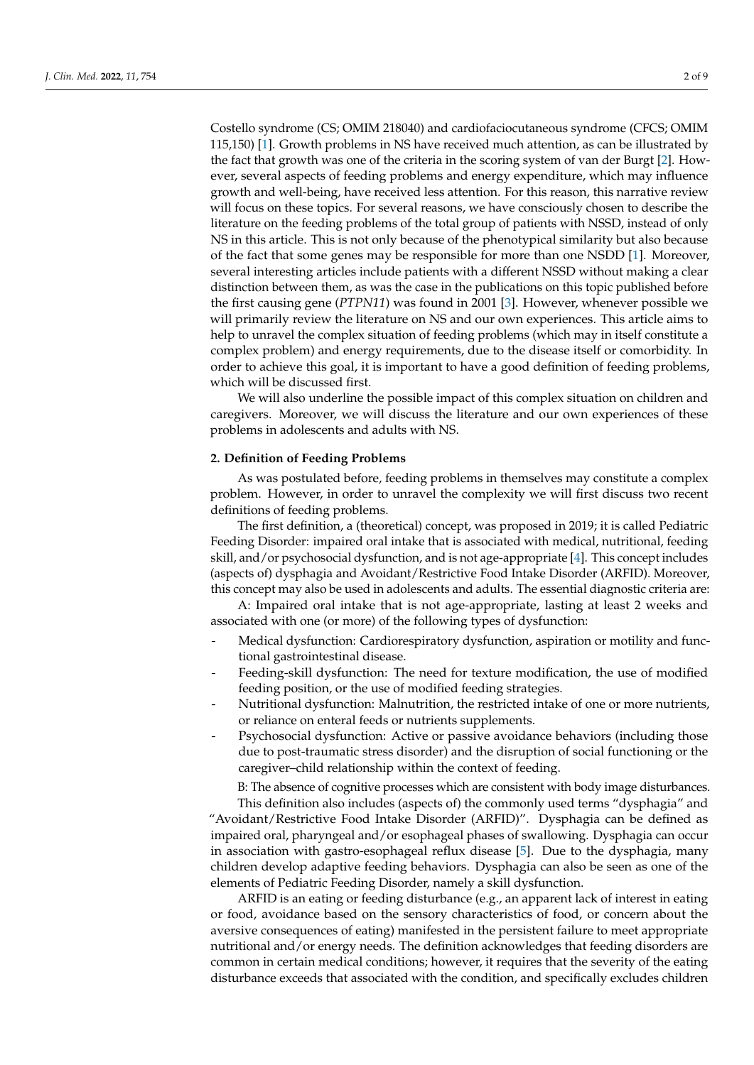Costello syndrome (CS; OMIM 218040) and cardiofaciocutaneous syndrome (CFCS; OMIM 115,150) [1]. Growth problems in NS have received much attention, as can be illustrated by the fact that growth was one of the criteria in the scoring system of van der Burgt [2]. However, several aspects of feeding problems and energy expenditure, which may influence growth and well-being, have received less attention. For this reason, this narrative review will focus on these topics. For several reasons, we have consciously chosen to describe the literature on the feeding problems of the total group of patients with NSSD, instead of only NS in this article. This is not only because of the phenotypical similarity but also because of the fact that some genes may be responsible for more than one NSDD [1]. Moreover, several interesting articles include patients with a different NSSD without making a clear distinction between them, as was the case in the publications on this topic published before the first causing gene (*PTPN11*) was found in 2001 [3]. However, whenever possible we will primarily review the literature on NS and our own experiences. This article aims to help to unravel the complex situation of feeding problems (which may in itself constitute a complex problem) and energy requirements, due to the disease itself or comorbidity. In order to achieve this goal, it is important to have a good definition of feeding problems, which will be discussed first.

We will also underline the possible impact of this complex situation on children and caregivers. Moreover, we will discuss the literature and our own experiences of these problems in adolescents and adults with NS.

## 2. Definition of Feeding Problems

As was postulated before, feeding problems in themselves may constitute a complex problem. However, in order to unravel the complexity we will first discuss two recent definitions of feeding problems.

The first definition, a (theoretical) concept, was proposed in 2019; it is called Pediatric Feeding Disorder: impaired oral intake that is associated with medical, nutritional, feeding skill, and/or psychosocial dysfunction, and is not age-appropriate [4]. This concept includes (aspects of) dysphagia and Avoidant/Restrictive Food Intake Disorder (ARFID). Moreover, this concept may also be used in adolescents and adults. The essential diagnostic criteria are:

A: Impaired oral intake that is not age-appropriate, lasting at least 2 weeks and associated with one (or more) of the following types of dysfunction:

- Medical dysfunction: Cardiorespiratory dysfunction, aspiration or motility and functional gastrointestinal disease.
- Feeding-skill dysfunction: The need for texture modification, the use of modified feeding position, or the use of modified feeding strategies.
- Nutritional dysfunction: Malnutrition, the restricted intake of one or more nutrients, or reliance on enteral feeds or nutrients supplements.
- Psychosocial dysfunction: Active or passive avoidance behaviors (including those due to post-traumatic stress disorder) and the disruption of social functioning or the caregiver–child relationship within the context of feeding.

B: The absence of cognitive processes which are consistent with body image disturbances.

This definition also includes (aspects of) the commonly used terms "dysphagia" and "Avoidant/Restrictive Food Intake Disorder (ARFID)". Dysphagia can be defined as impaired oral, pharyngeal and/or esophageal phases of swallowing. Dysphagia can occur in association with gastro-esophageal reflux disease [5]. Due to the dysphagia, many children develop adaptive feeding behaviors. Dysphagia can also be seen as one of the elements of Pediatric Feeding Disorder, namely a skill dysfunction.

ARFID is an eating or feeding disturbance (e.g., an apparent lack of interest in eating or food, avoidance based on the sensory characteristics of food, or concern about the aversive consequences of eating) manifested in the persistent failure to meet appropriate nutritional and/or energy needs. The definition acknowledges that feeding disorders are common in certain medical conditions; however, it requires that the severity of the eating disturbance exceeds that associated with the condition, and specifically excludes children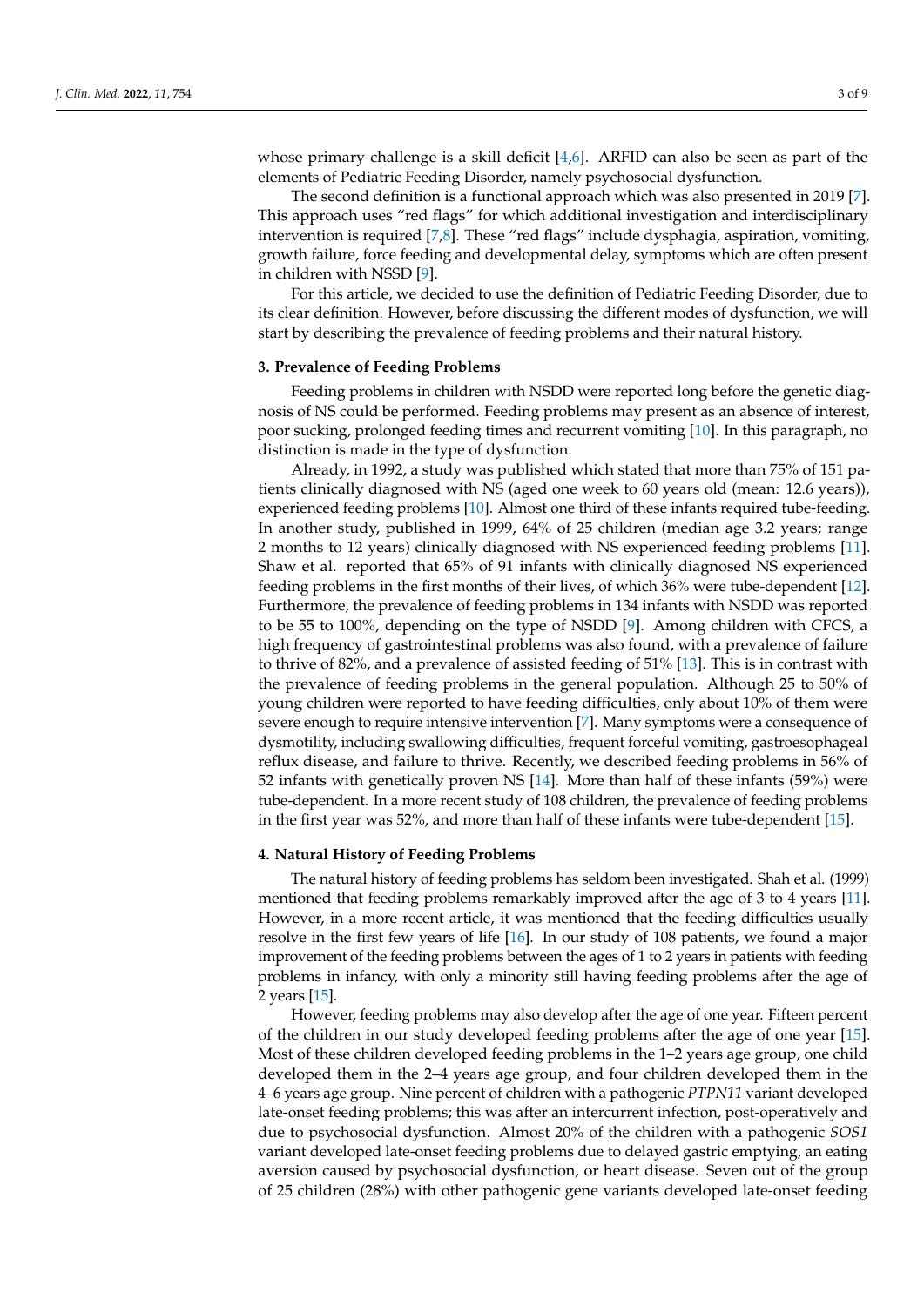whose primary challenge is a skill deficit [4,6]. ARFID can also be seen as part of the elements of Pediatric Feeding Disorder, namely psychosocial dysfunction.

The second definition is a functional approach which was also presented in 2019 [7]. This approach uses "red flags" for which additional investigation and interdisciplinary intervention is required [7,8]. These "red flags" include dysphagia, aspiration, vomiting, growth failure, force feeding and developmental delay, symptoms which are often present in children with NSSD [9].

For this article, we decided to use the definition of Pediatric Feeding Disorder, due to its clear definition. However, before discussing the different modes of dysfunction, we will start by describing the prevalence of feeding problems and their natural history.

## 3. Prevalence of Feeding Problems

Feeding problems in children with NSDD were reported long before the genetic diagnosis of NS could be performed. Feeding problems may present as an absence of interest, poor sucking, prolonged feeding times and recurrent vomiting [10]. In this paragraph, no distinction is made in the type of dysfunction.

Already, in 1992, a study was published which stated that more than 75% of 151 patients clinically diagnosed with NS (aged one week to 60 years old (mean: 12.6 years)), experienced feeding problems [10]. Almost one third of these infants required tube-feeding. In another study, published in 1999, 64% of 25 children (median age 3.2 years; range 2 months to 12 years) clinically diagnosed with NS experienced feeding problems [11]. Shaw et al. reported that 65% of 91 infants with clinically diagnosed NS experienced feeding problems in the first months of their lives, of which 36% were tube-dependent [12]. Furthermore, the prevalence of feeding problems in 134 infants with NSDD was reported to be 55 to 100%, depending on the type of NSDD [9]. Among children with CFCS, a high frequency of gastrointestinal problems was also found, with a prevalence of failure to thrive of 82%, and a prevalence of assisted feeding of 51% [13]. This is in contrast with the prevalence of feeding problems in the general population. Although 25 to 50% of young children were reported to have feeding difficulties, only about 10% of them were severe enough to require intensive intervention [7]. Many symptoms were a consequence of dysmotility, including swallowing difficulties, frequent forceful vomiting, gastroesophageal reflux disease, and failure to thrive. Recently, we described feeding problems in 56% of 52 infants with genetically proven NS [14]. More than half of these infants (59%) were tube-dependent. In a more recent study of 108 children, the prevalence of feeding problems in the first year was 52%, and more than half of these infants were tube-dependent [15].

## 4. Natural History of Feeding Problems

The natural history of feeding problems has seldom been investigated. Shah et al. (1999) mentioned that feeding problems remarkably improved after the age of 3 to 4 years [11]. However, in a more recent article, it was mentioned that the feeding difficulties usually resolve in the first few years of life [16]. In our study of 108 patients, we found a major improvement of the feeding problems between the ages of 1 to 2 years in patients with feeding problems in infancy, with only a minority still having feeding problems after the age of 2 years [15].

However, feeding problems may also develop after the age of one year. Fifteen percent of the children in our study developed feeding problems after the age of one year [15]. Most of these children developed feeding problems in the 1–2 years age group, one child developed them in the 2–4 years age group, and four children developed them in the 4–6 years age group. Nine percent of children with a pathogenic *PTPN11* variant developed late-onset feeding problems; this was after an intercurrent infection, post-operatively and due to psychosocial dysfunction. Almost 20% of the children with a pathogenic *SOS1* variant developed late-onset feeding problems due to delayed gastric emptying, an eating aversion caused by psychosocial dysfunction, or heart disease. Seven out of the group of 25 children (28%) with other pathogenic gene variants developed late-onset feeding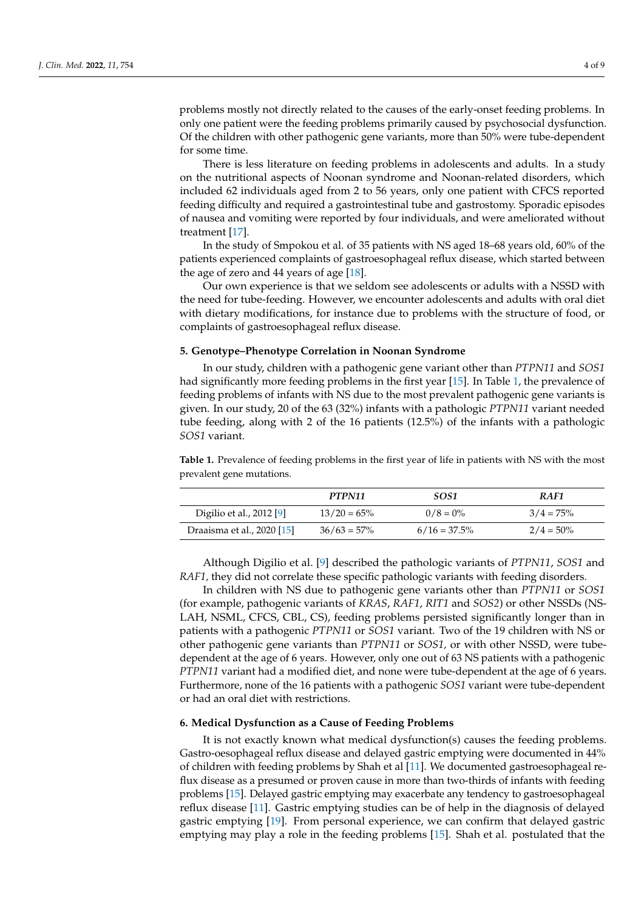problems mostly not directly related to the causes of the early-onset feeding problems. In only one patient were the feeding problems primarily caused by psychosocial dysfunction. Of the children with other pathogenic gene variants, more than 50% were tube-dependent for some time.

There is less literature on feeding problems in adolescents and adults. In a study on the nutritional aspects of Noonan syndrome and Noonan-related disorders, which included 62 individuals aged from 2 to 56 years, only one patient with CFCS reported feeding difficulty and required a gastrointestinal tube and gastrostomy. Sporadic episodes of nausea and vomiting were reported by four individuals, and were ameliorated without treatment [17].

In the study of Smpokou et al. of 35 patients with NS aged 18–68 years old, 60% of the patients experienced complaints of gastroesophageal reflux disease, which started between the age of zero and 44 years of age [18].

Our own experience is that we seldom see adolescents or adults with a NSSD with the need for tube-feeding. However, we encounter adolescents and adults with oral diet with dietary modifications, for instance due to problems with the structure of food, or complaints of gastroesophageal reflux disease.

## 5. Genotype–Phenotype Correlation in Noonan Syndrome

In our study, children with a pathogenic gene variant other than *PTPN11* and *SOS1* had significantly more feeding problems in the first year [15]. In Table 1, the prevalence of feeding problems of infants with NS due to the most prevalent pathogenic gene variants is given. In our study, 20 of the 63 (32%) infants with a pathologic *PTPN11* variant needed tube feeding, along with 2 of the 16 patients (12.5%) of the infants with a pathologic *SOS1* variant.

**Table 1.** Prevalence of feeding problems in the first year of life in patients with NS with the most prevalent gene mutations.

| | *PTPN11* | *SOS1* | *RAF1* |
|---|---|---|---|
| Digilio et al., 2012 [9] | 13/20 = 65% | 0/8 = 0% | 3/4 = 75% |
| Draaisma et al., 2020 [15] | 36/63 = 57% | 6/16 = 37.5% | 2/4 = 50% |

Although Digilio et al. [9] described the pathologic variants of *PTPN11*, *SOS1* and *RAF1*, they did not correlate these specific pathologic variants with feeding disorders.

In children with NS due to pathogenic gene variants other than *PTPN11* or *SOS1* (for example, pathogenic variants of *KRAS*, *RAF1*, *RIT1* and *SOS2*) or other NSSDs (NS-LAH, NSML, CFCS, CBL, CS), feeding problems persisted significantly longer than in patients with a pathogenic *PTPN11* or *SOS1* variant. Two of the 19 children with NS or other pathogenic gene variants than *PTPN11* or *SOS1*, or with other NSSD, were tube-dependent at the age of 6 years. However, only one out of 63 NS patients with a pathogenic *PTPN11* variant had a modified diet, and none were tube-dependent at the age of 6 years. Furthermore, none of the 16 patients with a pathogenic *SOS1* variant were tube-dependent or had an oral diet with restrictions.

## 6. Medical Dysfunction as a Cause of Feeding Problems

It is not exactly known what medical dysfunction(s) causes the feeding problems. Gastro-oesophageal reflux disease and delayed gastric emptying were documented in 44% of children with feeding problems by Shah et al [11]. We documented gastroesophageal reflux disease as a presumed or proven cause in more than two-thirds of infants with feeding problems [15]. Delayed gastric emptying may exacerbate any tendency to gastroesophageal reflux disease [11]. Gastric emptying studies can be of help in the diagnosis of delayed gastric emptying [19]. From personal experience, we can confirm that delayed gastric emptying may play a role in the feeding problems [15]. Shah et al. postulated that the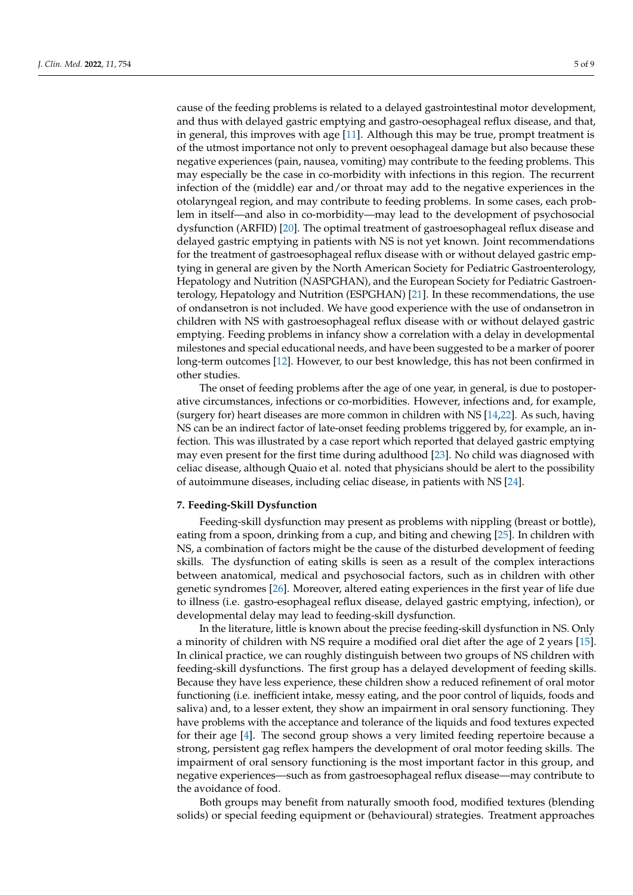cause of the feeding problems is related to a delayed gastrointestinal motor development, and thus with delayed gastric emptying and gastro-oesophageal reflux disease, and that, in general, this improves with age [11]. Although this may be true, prompt treatment is of the utmost importance not only to prevent oesophageal damage but also because these negative experiences (pain, nausea, vomiting) may contribute to the feeding problems. This may especially be the case in co-morbidity with infections in this region. The recurrent infection of the (middle) ear and/or throat may add to the negative experiences in the otolaryngeal region, and may contribute to feeding problems. In some cases, each problem in itself—and also in co-morbidity—may lead to the development of psychosocial dysfunction (ARFID) [20]. The optimal treatment of gastroesophageal reflux disease and delayed gastric emptying in patients with NS is not yet known. Joint recommendations for the treatment of gastroesophageal reflux disease with or without delayed gastric emptying in general are given by the North American Society for Pediatric Gastroenterology, Hepatology and Nutrition (NASPGHAN), and the European Society for Pediatric Gastroenterology, Hepatology and Nutrition (ESPGHAN) [21]. In these recommendations, the use of ondansetron is not included. We have good experience with the use of ondansetron in children with NS with gastroesophageal reflux disease with or without delayed gastric emptying. Feeding problems in infancy show a correlation with a delay in developmental milestones and special educational needs, and have been suggested to be a marker of poorer long-term outcomes [12]. However, to our best knowledge, this has not been confirmed in other studies.

The onset of feeding problems after the age of one year, in general, is due to postoperative circumstances, infections or co-morbidities. However, infections and, for example, (surgery for) heart diseases are more common in children with NS [14,22]. As such, having NS can be an indirect factor of late-onset feeding problems triggered by, for example, an infection. This was illustrated by a case report which reported that delayed gastric emptying may even present for the first time during adulthood [23]. No child was diagnosed with celiac disease, although Quaio et al. noted that physicians should be alert to the possibility of autoimmune diseases, including celiac disease, in patients with NS [24].

## 7. Feeding-Skill Dysfunction

Feeding-skill dysfunction may present as problems with nippling (breast or bottle), eating from a spoon, drinking from a cup, and biting and chewing [25]. In children with NS, a combination of factors might be the cause of the disturbed development of feeding skills. The dysfunction of eating skills is seen as a result of the complex interactions between anatomical, medical and psychosocial factors, such as in children with other genetic syndromes [26]. Moreover, altered eating experiences in the first year of life due to illness (i.e. gastro-esophageal reflux disease, delayed gastric emptying, infection), or developmental delay may lead to feeding-skill dysfunction.

In the literature, little is known about the precise feeding-skill dysfunction in NS. Only a minority of children with NS require a modified oral diet after the age of 2 years [15]. In clinical practice, we can roughly distinguish between two groups of NS children with feeding-skill dysfunctions. The first group has a delayed development of feeding skills. Because they have less experience, these children show a reduced refinement of oral motor functioning (i.e. inefficient intake, messy eating, and the poor control of liquids, foods and saliva) and, to a lesser extent, they show an impairment in oral sensory functioning. They have problems with the acceptance and tolerance of the liquids and food textures expected for their age [4]. The second group shows a very limited feeding repertoire because a strong, persistent gag reflex hampers the development of oral motor feeding skills. The impairment of oral sensory functioning is the most important factor in this group, and negative experiences—such as from gastroesophageal reflux disease—may contribute to the avoidance of food.

Both groups may benefit from naturally smooth food, modified textures (blending solids) or special feeding equipment or (behavioural) strategies. Treatment approaches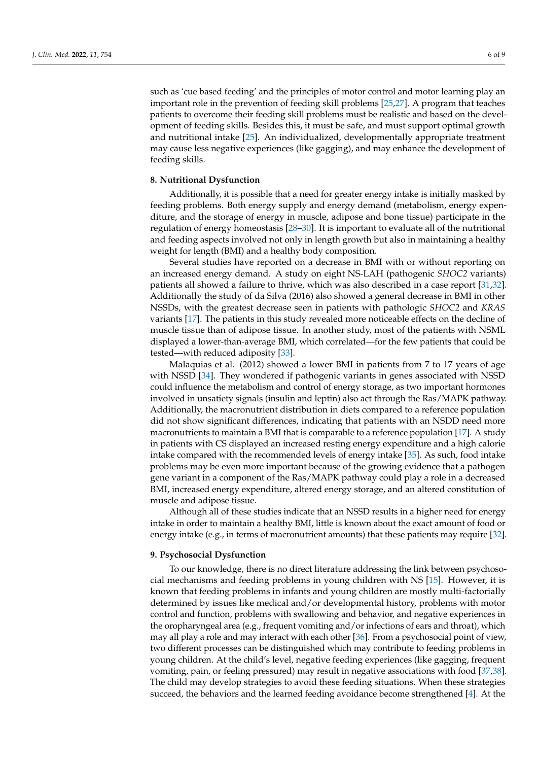such as ‘cue based feeding’ and the principles of motor control and motor learning play an important role in the prevention of feeding skill problems [25,27]. A program that teaches patients to overcome their feeding skill problems must be realistic and based on the development of feeding skills. Besides this, it must be safe, and must support optimal growth and nutritional intake [25]. An individualized, developmentally appropriate treatment may cause less negative experiences (like gagging), and may enhance the development of feeding skills.

## 8. Nutritional Dysfunction

Additionally, it is possible that a need for greater energy intake is initially masked by feeding problems. Both energy supply and energy demand (metabolism, energy expenditure, and the storage of energy in muscle, adipose and bone tissue) participate in the regulation of energy homeostasis [28–30]. It is important to evaluate all of the nutritional and feeding aspects involved not only in length growth but also in maintaining a healthy weight for length (BMI) and a healthy body composition.

Several studies have reported on a decrease in BMI with or without reporting on an increased energy demand. A study on eight NS-LAH (pathogenic *SHOC2* variants) patients all showed a failure to thrive, which was also described in a case report [31,32]. Additionally the study of da Silva (2016) also showed a general decrease in BMI in other NSSDs, with the greatest decrease seen in patients with pathologic *SHOC2* and *KRAS* variants [17]. The patients in this study revealed more noticeable effects on the decline of muscle tissue than of adipose tissue. In another study, most of the patients with NSML displayed a lower-than-average BMI, which correlated—for the few patients that could be tested—with reduced adiposity [33].

Malaquias et al. (2012) showed a lower BMI in patients from 7 to 17 years of age with NSSD [34]. They wondered if pathogenic variants in genes associated with NSSD could influence the metabolism and control of energy storage, as two important hormones involved in unsatiety signals (insulin and leptin) also act through the Ras/MAPK pathway. Additionally, the macronutrient distribution in diets compared to a reference population did not show significant differences, indicating that patients with an NSDD need more macronutrients to maintain a BMI that is comparable to a reference population [17]. A study in patients with CS displayed an increased resting energy expenditure and a high calorie intake compared with the recommended levels of energy intake [35]. As such, food intake problems may be even more important because of the growing evidence that a pathogen gene variant in a component of the Ras/MAPK pathway could play a role in a decreased BMI, increased energy expenditure, altered energy storage, and an altered constitution of muscle and adipose tissue.

Although all of these studies indicate that an NSSD results in a higher need for energy intake in order to maintain a healthy BMI, little is known about the exact amount of food or energy intake (e.g., in terms of macronutrient amounts) that these patients may require [32].

## 9. Psychosocial Dysfunction

To our knowledge, there is no direct literature addressing the link between psychosocial mechanisms and feeding problems in young children with NS [15]. However, it is known that feeding problems in infants and young children are mostly multi-factorially determined by issues like medical and/or developmental history, problems with motor control and function, problems with swallowing and behavior, and negative experiences in the oropharyngeal area (e.g., frequent vomiting and/or infections of ears and throat), which may all play a role and may interact with each other [36]. From a psychosocial point of view, two different processes can be distinguished which may contribute to feeding problems in young children. At the child’s level, negative feeding experiences (like gagging, frequent vomiting, pain, or feeling pressured) may result in negative associations with food [37,38]. The child may develop strategies to avoid these feeding situations. When these strategies succeed, the behaviors and the learned feeding avoidance become strengthened [4]. At the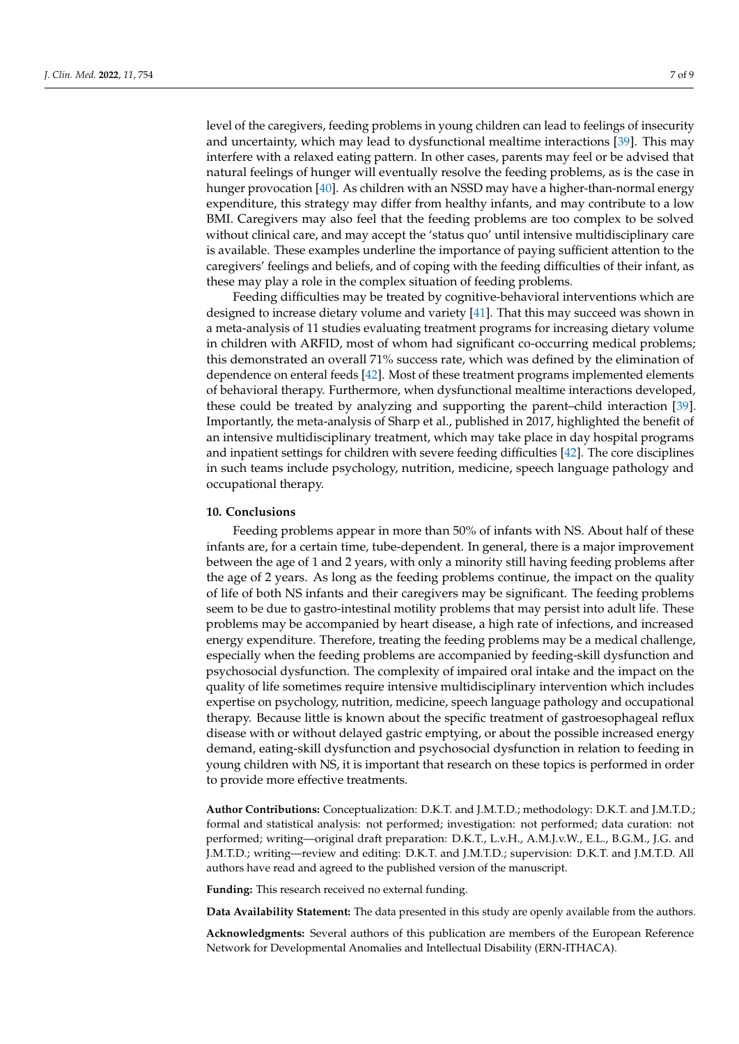level of the caregivers, feeding problems in young children can lead to feelings of insecurity and uncertainty, which may lead to dysfunctional mealtime interactions [39]. This may interfere with a relaxed eating pattern. In other cases, parents may feel or be advised that natural feelings of hunger will eventually resolve the feeding problems, as is the case in hunger provocation [40]. As children with an NSSD may have a higher-than-normal energy expenditure, this strategy may differ from healthy infants, and may contribute to a low BMI. Caregivers may also feel that the feeding problems are too complex to be solved without clinical care, and may accept the 'status quo' until intensive multidisciplinary care is available. These examples underline the importance of paying sufficient attention to the caregivers' feelings and beliefs, and of coping with the feeding difficulties of their infant, as these may play a role in the complex situation of feeding problems.

Feeding difficulties may be treated by cognitive-behavioral interventions which are designed to increase dietary volume and variety [41]. That this may succeed was shown in a meta-analysis of 11 studies evaluating treatment programs for increasing dietary volume in children with ARFID, most of whom had significant co-occurring medical problems; this demonstrated an overall 71% success rate, which was defined by the elimination of dependence on enteral feeds [42]. Most of these treatment programs implemented elements of behavioral therapy. Furthermore, when dysfunctional mealtime interactions developed, these could be treated by analyzing and supporting the parent–child interaction [39]. Importantly, the meta-analysis of Sharp et al., published in 2017, highlighted the benefit of an intensive multidisciplinary treatment, which may take place in day hospital programs and inpatient settings for children with severe feeding difficulties [42]. The core disciplines in such teams include psychology, nutrition, medicine, speech language pathology and occupational therapy.

## 10. Conclusions

Feeding problems appear in more than 50% of infants with NS. About half of these infants are, for a certain time, tube-dependent. In general, there is a major improvement between the age of 1 and 2 years, with only a minority still having feeding problems after the age of 2 years. As long as the feeding problems continue, the impact on the quality of life of both NS infants and their caregivers may be significant. The feeding problems seem to be due to gastro-intestinal motility problems that may persist into adult life. These problems may be accompanied by heart disease, a high rate of infections, and increased energy expenditure. Therefore, treating the feeding problems may be a medical challenge, especially when the feeding problems are accompanied by feeding-skill dysfunction and psychosocial dysfunction. The complexity of impaired oral intake and the impact on the quality of life sometimes require intensive multidisciplinary intervention which includes expertise on psychology, nutrition, medicine, speech language pathology and occupational therapy. Because little is known about the specific treatment of gastroesophageal reflux disease with or without delayed gastric emptying, or about the possible increased energy demand, eating-skill dysfunction and psychosocial dysfunction in relation to feeding in young children with NS, it is important that research on these topics is performed in order to provide more effective treatments.

**Author Contributions:** Conceptualization: D.K.T. and J.M.T.D.; methodology: D.K.T. and J.M.T.D.; formal and statistical analysis: not performed; investigation: not performed; data curation: not performed; writing—original draft preparation: D.K.T., L.v.H., A.M.J.v.W., E.L., B.G.M., J.G. and J.M.T.D.; writing—review and editing: D.K.T. and J.M.T.D.; supervision: D.K.T. and J.M.T.D. All authors have read and agreed to the published version of the manuscript.

**Funding:** This research received no external funding.

**Data Availability Statement:** The data presented in this study are openly available from the authors.

**Acknowledgments:** Several authors of this publication are members of the European Reference Network for Developmental Anomalies and Intellectual Disability (ERN-ITHACA).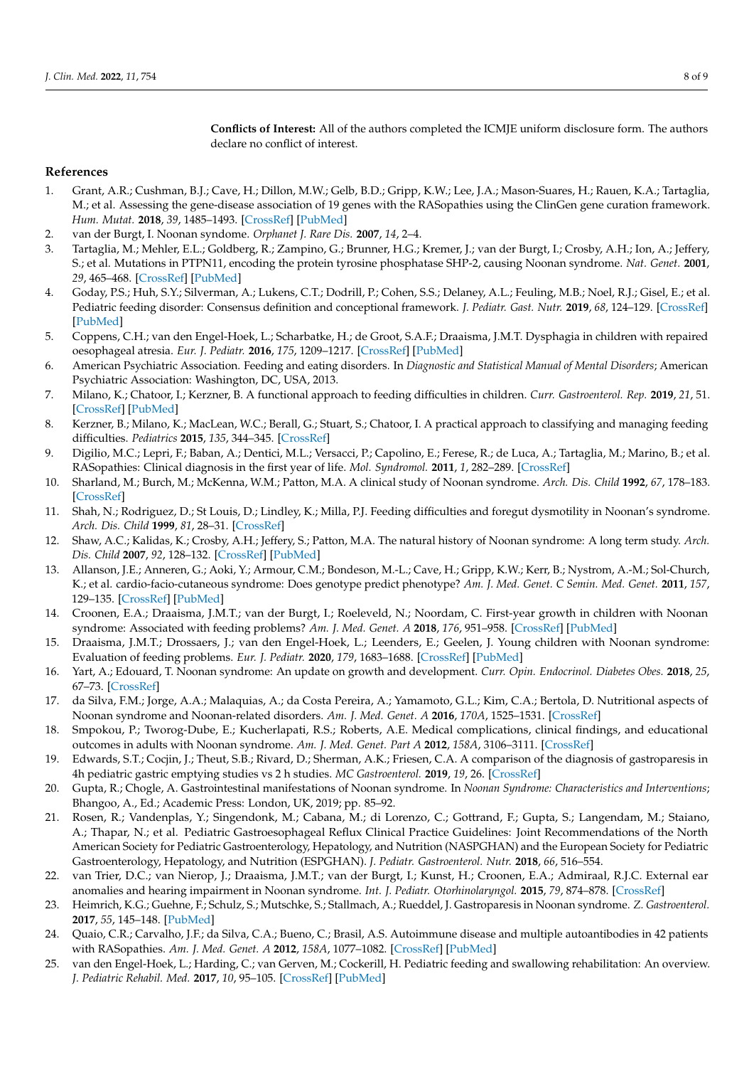**Conflicts of Interest:** All of the authors completed the ICMJE uniform disclosure form. The authors declare no conflict of interest.

## References

1. Grant, A.R.; Cushman, B.J.; Cave, H.; Dillon, M.W.; Gelb, B.D.; Gripp, K.W.; Lee, J.A.; Mason-Suares, H.; Rauen, K.A.; Tartaglia, M.; et al. Assessing the gene-disease association of 19 genes with the RASopathies using the ClinGen gene curation framework. *Hum. Mutat.* **2018**, *39*, 1485–1493. [CrossRef] [PubMed]
2. van der Burgt, I. Noonan syndrome. *Orphanet J. Rare Dis.* **2007**, *14*, 2–4.
3. Tartaglia, M.; Mehler, E.L.; Goldberg, R.; Zampino, G.; Brunner, H.G.; Kremer, J.; van der Burgt, I.; Crosby, A.H.; Ion, A.; Jeffery, S.; et al. Mutations in PTPN11, encoding the protein tyrosine phosphatase SHP-2, causing Noonan syndrome. *Nat. Genet.* **2001**, *29*, 465–468. [CrossRef] [PubMed]
4. Goday, P.S.; Huh, S.Y.; Silverman, A.; Lukens, C.T.; Dodrill, P.; Cohen, S.S.; Delaney, A.L.; Feuling, M.B.; Noel, R.J.; Gisel, E.; et al. Pediatric feeding disorder: Consensus definition and conceptional framework. *J. Pediatr. Gast. Nutr.* **2019**, *68*, 124–129. [CrossRef] [PubMed]
5. Coppens, C.H.; van den Engel-Hoek, L.; Scharbatke, H.; de Groot, S.A.F.; Draaisma, J.M.T. Dysphagia in children with repaired oesophageal atresia. *Eur. J. Pediatr.* **2016**, *175*, 1209–1217. [CrossRef] [PubMed]
6. American Psychiatric Association. Feeding and eating disorders. In *Diagnostic and Statistical Manual of Mental Disorders*; American Psychiatric Association: Washington, DC, USA, 2013.
7. Milano, K.; Chatoor, I.; Kerzner, B. A functional approach to feeding difficulties in children. *Curr. Gastroenterol. Rep.* **2019**, *21*, 51. [CrossRef] [PubMed]
8. Kerzner, B.; Milano, K.; MacLean, W.C.; Berall, G.; Stuart, S.; Chatoor, I. A practical approach to classifying and managing feeding difficulties. *Pediatrics* **2015**, *135*, 344–345. [CrossRef]
9. Digilio, M.C.; Lepri, F.; Baban, A.; Dentici, M.L.; Versacci, P.; Capolino, E.; Ferese, R.; de Luca, A.; Tartaglia, M.; Marino, B.; et al. RASopathies: Clinical diagnosis in the first year of life. *Mol. Syndromol.* **2011**, *1*, 282–289. [CrossRef]
10. Sharland, M.; Burch, M.; McKenna, W.M.; Patton, M.A. A clinical study of Noonan syndrome. *Arch. Dis. Child* **1992**, *67*, 178–183. [CrossRef]
11. Shah, N.; Rodriguez, D.; St Louis, D.; Lindley, K.; Milla, P.J. Feeding difficulties and foregut dysmotility in Noonan's syndrome. *Arch. Dis. Child* **1999**, *81*, 28–31. [CrossRef]
12. Shaw, A.C.; Kalidas, K.; Crosby, A.H.; Jeffery, S.; Patton, M.A. The natural history of Noonan syndrome: A long term study. *Arch. Dis. Child* **2007**, *92*, 128–132. [CrossRef] [PubMed]
13. Allanson, J.E.; Anneren, G.; Aoki, Y.; Armour, C.M.; Bondeson, M.-L.; Cave, H.; Gripp, K.W.; Kerr, B.; Nystrom, A.-M.; Sol-Church, K.; et al. cardio-facio-cutaneous syndrome: Does genotype predict phenotype? *Am. J. Med. Genet. C Semin. Med. Genet.* **2011**, *157*, 129–135. [CrossRef] [PubMed]
14. Croonen, E.A.; Draaisma, J.M.T.; van der Burgt, I.; Roeleveld, N.; Noordam, C. First-year growth in children with Noonan syndrome: Associated with feeding problems? *Am. J. Med. Genet. A* **2018**, *176*, 951–958. [CrossRef] [PubMed]
15. Draaisma, J.M.T.; Drossaers, J.; van den Engel-Hoek, L.; Leenders, E.; Geelen, J. Young children with Noonan syndrome: Evaluation of feeding problems. *Eur. J. Pediatr.* **2020**, *179*, 1683–1688. [CrossRef] [PubMed]
16. Yart, A.; Edouard, T. Noonan syndrome: An update on growth and development. *Curr. Opin. Endocrinol. Diabetes Obes.* **2018**, *25*, 67–73. [CrossRef]
17. da Silva, F.M.; Jorge, A.A.; Malaquias, A.; da Costa Pereira, A.; Yamamoto, G.L.; Kim, C.A.; Bertola, D. Nutritional aspects of Noonan syndrome and Noonan-related disorders. *Am. J. Med. Genet. A* **2016**, *170A*, 1525–1531. [CrossRef]
18. Smpokou, P.; Tworog-Dube, E.; Kucherlapati, R.S.; Roberts, A.E. Medical complications, clinical findings, and educational outcomes in adults with Noonan syndrome. *Am. J. Med. Genet. Part A* **2012**, *158A*, 3106–3111. [CrossRef]
19. Edwards, S.T.; Cocjin, J.; Theut, S.B.; Rivard, D.; Sherman, A.K.; Friesen, C.A. A comparison of the diagnosis of gastroparesis in 4h pediatric gastric emptying studies vs 2 h studies. *MC Gastroenterol.* **2019**, *19*, 26. [CrossRef]
20. Gupta, R.; Chogle, A. Gastrointestinal manifestations of Noonan syndrome. In *Noonan Syndrome: Characteristics and Interventions*; Bhangoo, A., Ed.; Academic Press: London, UK, 2019; pp. 85–92.
21. Rosen, R.; Vandenplas, Y.; Singendonk, M.; Cabana, M.; di Lorenzo, C.; Gottrand, F.; Gupta, S.; Langendam, M.; Staiano, A.; Thapar, N.; et al. Pediatric Gastroesophageal Reflux Clinical Practice Guidelines: Joint Recommendations of the North American Society for Pediatric Gastroenterology, Hepatology, and Nutrition (NASPGHAN) and the European Society for Pediatric Gastroenterology, Hepatology, and Nutrition (ESPGHAN). *J. Pediatr. Gastroenterol. Nutr.* **2018**, *66*, 516–554.
22. van Trier, D.C.; van Nierop, J.; Draaisma, J.M.T.; van der Burgt, I.; Kunst, H.; Croonen, E.A.; Admiraal, R.J.C. External ear anomalies and hearing impairment in Noonan syndrome. *Int. J. Pediatr. Otorhinolaryngol.* **2015**, *79*, 874–878. [CrossRef]
23. Heimrich, K.G.; Guehne, F.; Schulz, S.; Mutschke, S.; Stallmach, A.; Rueddel, J. Gastroparesis in Noonan syndrome. *Z. Gastroenterol.* **2017**, *55*, 145–148. [PubMed]
24. Quaio, C.R.; Carvalho, J.F.; da Silva, C.A.; Bueno, C.; Brasil, A.S. Autoimmune disease and multiple autoantibodies in 42 patients with RASopathies. *Am. J. Med. Genet. A* **2012**, *158A*, 1077–1082. [CrossRef] [PubMed]
25. van den Engel-Hoek, L.; Harding, C.; van Gerven, M.; Cockerill, H. Pediatric feeding and swallowing rehabilitation: An overview. *J. Pediatric Rehabil. Med.* **2017**, *10*, 95–105. [CrossRef] [PubMed]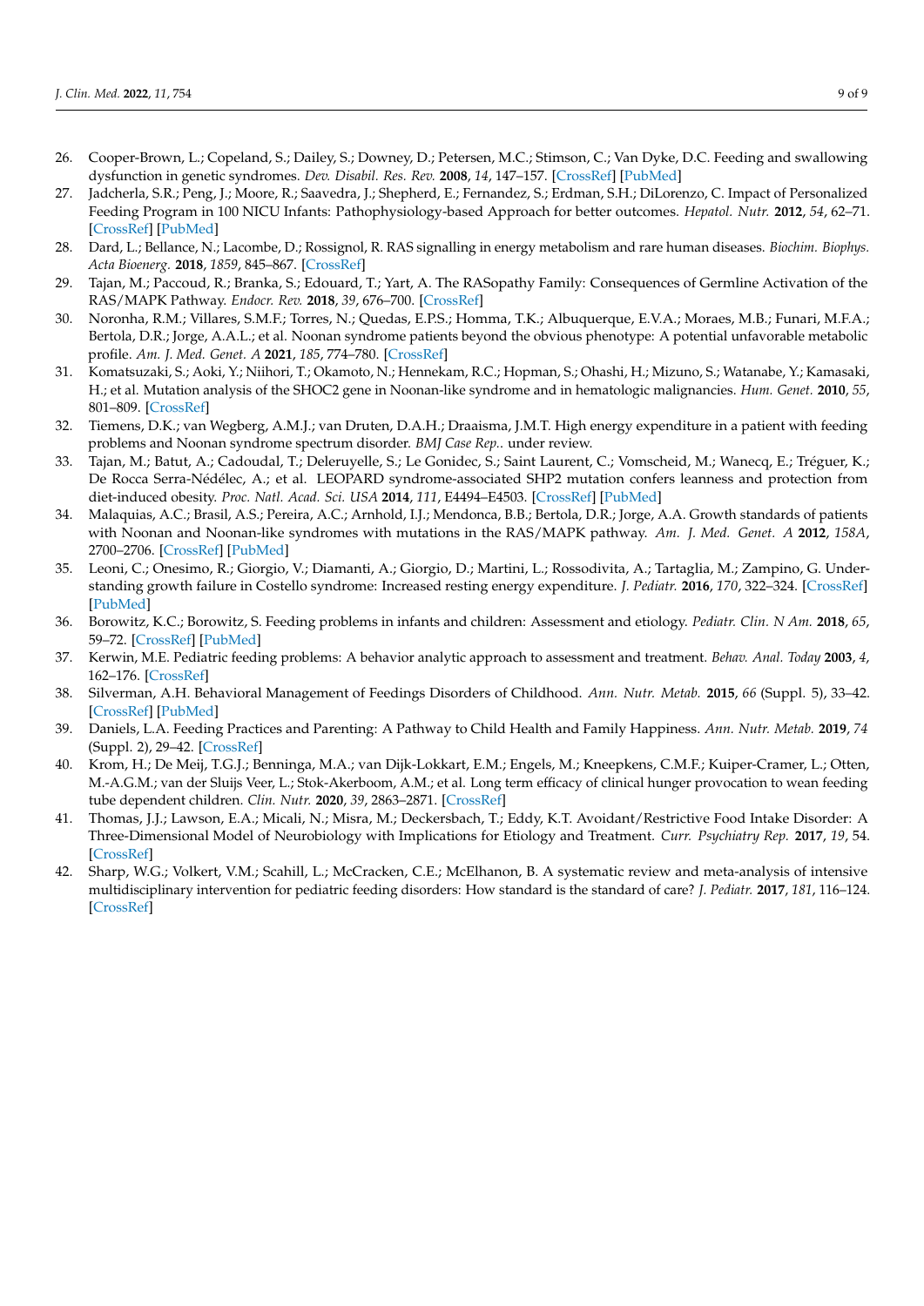26. Cooper-Brown, L.; Copeland, S.; Dailey, S.; Downey, D.; Petersen, M.C.; Stimson, C.; Van Dyke, D.C. Feeding and swallowing dysfunction in genetic syndromes. *Dev. Disabil. Res. Rev.* **2008**, *14*, 147–157. [CrossRef] [PubMed]
27. Jadcherla, S.R.; Peng, J.; Moore, R.; Saavedra, J.; Shepherd, E.; Fernandez, S.; Erdman, S.H.; DiLorenzo, C. Impact of Personalized Feeding Program in 100 NICU Infants: Pathophysiology-based Approach for better outcomes. *Hepatol. Nutr.* **2012**, *54*, 62–71. [CrossRef] [PubMed]
28. Dard, L.; Bellance, N.; Lacombe, D.; Rossignol, R. RAS signalling in energy metabolism and rare human diseases. *Biochim. Biophys. Acta Bioenerg.* **2018**, *1859*, 845–867. [CrossRef]
29. Tajan, M.; Paccoud, R.; Branka, S.; Edouard, T.; Yart, A. The RASopathy Family: Consequences of Germline Activation of the RAS/MAPK Pathway. *Endocr. Rev.* **2018**, *39*, 676–700. [CrossRef]
30. Noronha, R.M.; Villares, S.M.F.; Torres, N.; Quedas, E.P.S.; Homma, T.K.; Albuquerque, E.V.A.; Moraes, M.B.; Funari, M.F.A.; Bertola, D.R.; Jorge, A.A.L.; et al. Noonan syndrome patients beyond the obvious phenotype: A potential unfavorable metabolic profile. *Am. J. Med. Genet. A* **2021**, *185*, 774–780. [CrossRef]
31. Komatsuzaki, S.; Aoki, Y.; Niihori, T.; Okamoto, N.; Hennekam, R.C.; Hopman, S.; Ohashi, H.; Mizuno, S.; Watanabe, Y.; Kamasaki, H.; et al. Mutation analysis of the SHOC2 gene in Noonan-like syndrome and in hematologic malignancies. *Hum. Genet.* **2010**, *55*, 801–809. [CrossRef]
32. Tiemens, D.K.; van Wegberg, A.M.J.; van Druten, D.A.H.; Draaisma, J.M.T. High energy expenditure in a patient with feeding problems and Noonan syndrome spectrum disorder. *BMJ Case Rep.*. under review.
33. Tajan, M.; Batut, A.; Cadoudal, T.; Deleruyelle, S.; Le Gonidec, S.; Saint Laurent, C.; Vomscheid, M.; Wanecq, E.; Tréguer, K.; De Rocca Serra-Nédélec, A.; et al. LEOPARD syndrome-associated SHP2 mutation confers leanness and protection from diet-induced obesity. *Proc. Natl. Acad. Sci. USA* **2014**, *111*, E4494–E4503. [CrossRef] [PubMed]
34. Malaquias, A.C.; Brasil, A.S.; Pereira, A.C.; Arnhold, I.J.; Mendonca, B.B.; Bertola, D.R.; Jorge, A.A. Growth standards of patients with Noonan and Noonan-like syndromes with mutations in the RAS/MAPK pathway. *Am. J. Med. Genet. A* **2012**, *158A*, 2700–2706. [CrossRef] [PubMed]
35. Leoni, C.; Onesimo, R.; Giorgio, V.; Diamanti, A.; Giorgio, D.; Martini, L.; Rossodivita, A.; Tartaglia, M.; Zampino, G. Understanding growth failure in Costello syndrome: Increased resting energy expenditure. *J. Pediatr.* **2016**, *170*, 322–324. [CrossRef] [PubMed]
36. Borowitz, K.C.; Borowitz, S. Feeding problems in infants and children: Assessment and etiology. *Pediatr. Clin. N Am.* **2018**, *65*, 59–72. [CrossRef] [PubMed]
37. Kerwin, M.E. Pediatric feeding problems: A behavior analytic approach to assessment and treatment. *Behav. Anal. Today* **2003**, *4*, 162–176. [CrossRef]
38. Silverman, A.H. Behavioral Management of Feedings Disorders of Childhood. *Ann. Nutr. Metab.* **2015**, *66* (Suppl. 5), 33–42. [CrossRef] [PubMed]
39. Daniels, L.A. Feeding Practices and Parenting: A Pathway to Child Health and Family Happiness. *Ann. Nutr. Metab.* **2019**, *74* (Suppl. 2), 29–42. [CrossRef]
40. Krom, H.; De Meij, T.G.J.; Benninga, M.A.; van Dijk-Lokkart, E.M.; Engels, M.; Kneepkens, C.M.F.; Kuiper-Cramer, L.; Otten, M.-A.G.M.; van der Sluijs Veer, L.; Stok-Akerboom, A.M.; et al. Long term efficacy of clinical hunger provocation to wean feeding tube dependent children. *Clin. Nutr.* **2020**, *39*, 2863–2871. [CrossRef]
41. Thomas, J.J.; Lawson, E.A.; Micali, N.; Misra, M.; Deckersbach, T.; Eddy, K.T. Avoidant/Restrictive Food Intake Disorder: A Three-Dimensional Model of Neurobiology with Implications for Etiology and Treatment. *Curr. Psychiatry Rep.* **2017**, *19*, 54. [CrossRef]
42. Sharp, W.G.; Volkert, V.M.; Scahill, L.; McCracken, C.E.; McElhanon, B. A systematic review and meta-analysis of intensive multidisciplinary intervention for pediatric feeding disorders: How standard is the standard of care? *J. Pediatr.* **2017**, *181*, 116–124. [CrossRef]